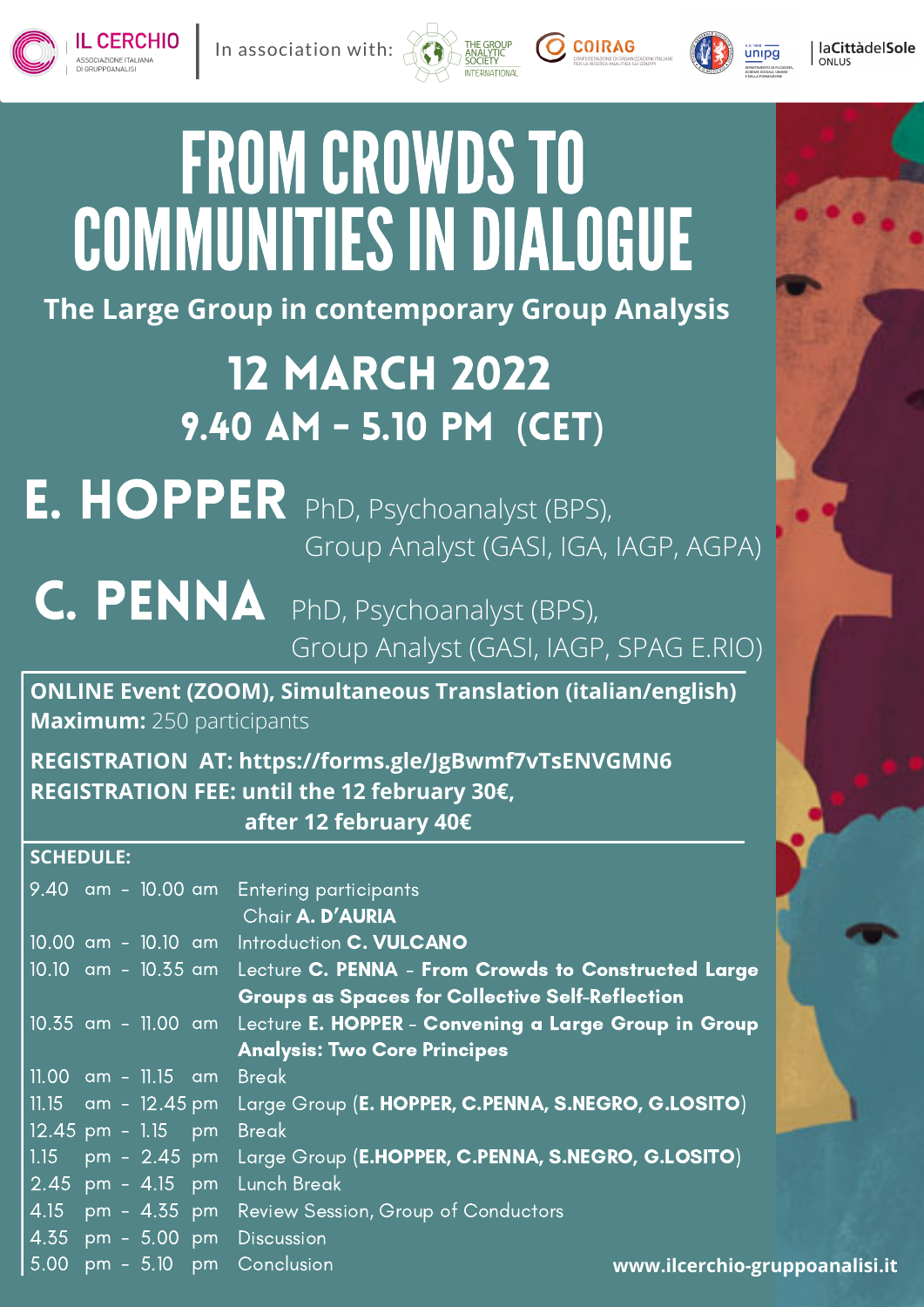**IL CERCHIO** ASSOCIAZIONE ITALIANA DI GRUPPOANALISI

In association with: THE GROUP ANALYTIC SOCIETY INTERNATIONAL | COIRAG CONFEDERAZIONE DI ORGANIZZAZIONI ITALIANE PER LA RICERCA ANALITICA SUI GRUPPI | unipg DIPARTIMENTO DI FILOSOFIA, SCIENZE SOCIALI, UMANE E DELLA FORMAZIONE | laCittàdelSole ONLUS

# FROM CROWDS TO COMMUNITIES IN DIALOGUE

## The Large Group in contemporary Group Analysis

## 12 MARCH 2022

## 9.40 AM - 5.10 PM (CET)

**E. HOPPER** PhD, Psychoanalyst (BPS), Group Analyst (GASI, IGA, IAGP, AGPA)

**C. PENNA** PhD, Psychoanalyst (BPS), Group Analyst (GASI, IAGP, SPAG E.RIO)

**ONLINE Event (ZOOM), Simultaneous Translation (italian/english)**
**Maximum:** 250 participants

**REGISTRATION AT: https://forms.gle/JgBwmf7vTsENVGMN6**
**REGISTRATION FEE: until the 12 february 30€, after 12 february 40€**

**SCHEDULE:**

| | |
|---|---|
| 9.40 am - 10.00 am | Entering participants<br>Chair **A. D'AURIA** |
| 10.00 am - 10.10 am | Introduction **C. VULCANO** |
| 10.10 am - 10.35 am | Lecture **C. PENNA - From Crowds to Constructed Large Groups as Spaces for Collective Self-Reflection** |
| 10.35 am - 11.00 am | Lecture **E. HOPPER - Convening a Large Group in Group Analysis: Two Core Principes** |
| 11.00 am - 11.15 am | Break |
| 11.15 am - 12.45 pm | Large Group (**E. HOPPER, C.PENNA, S.NEGRO, G.LOSITO**) |
| 12.45 pm - 1.15 pm | Break |
| 1.15 pm - 2.45 pm | Large Group (**E.HOPPER, C.PENNA, S.NEGRO, G.LOSITO**) |
| 2.45 pm - 4.15 pm | Lunch Break |
| 4.15 pm - 4.35 pm | Review Session, Group of Conductors |
| 4.35 pm - 5.00 pm | Discussion |
| 5.00 pm - 5.10 pm | Conclusion |

**www.ilcerchio-gruppoanalisi.it**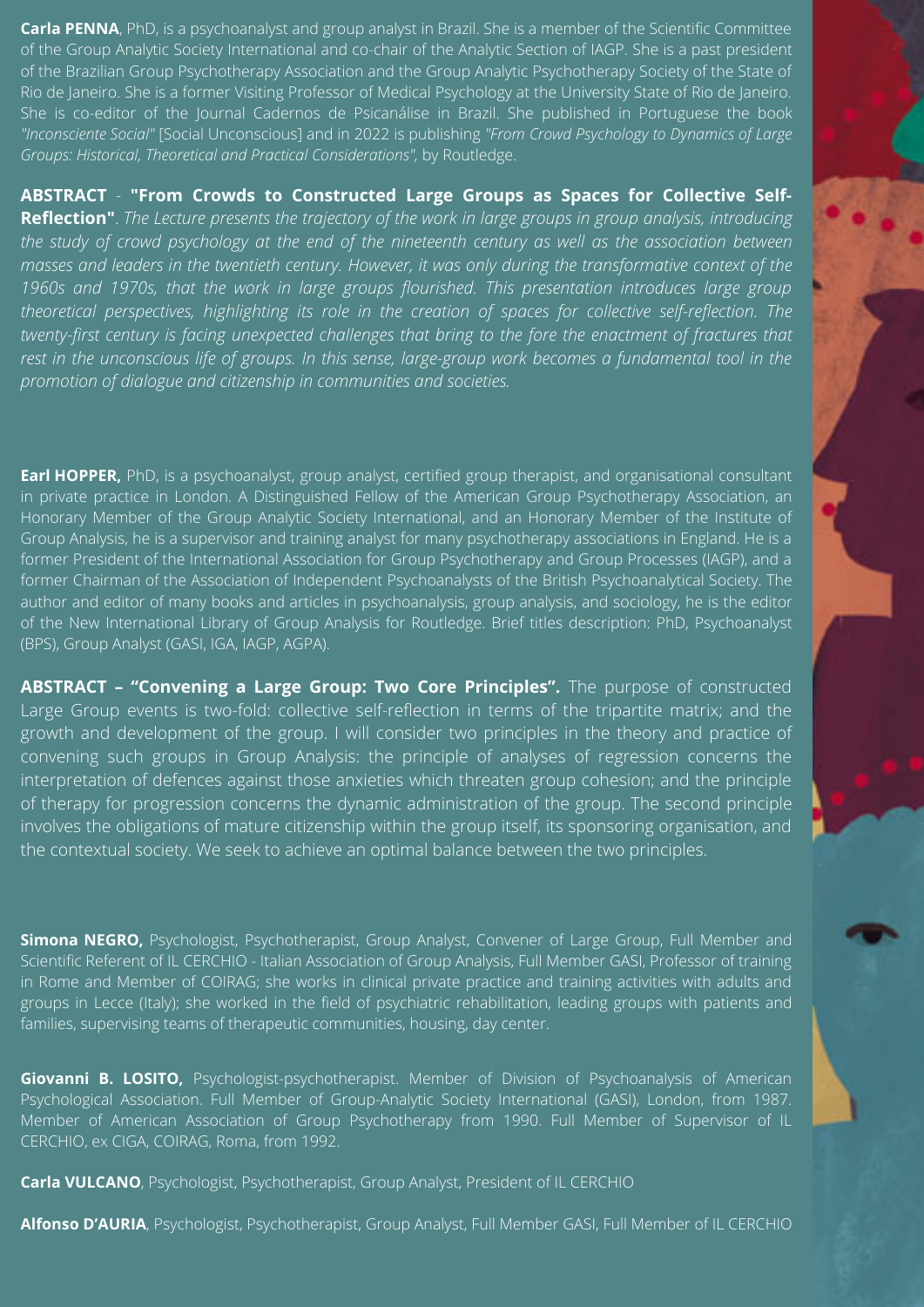**Carla PENNA**, PhD, is a psychoanalyst and group analyst in Brazil. She is a member of the Scientific Committee of the Group Analytic Society International and co-chair of the Analytic Section of IAGP. She is a past president of the Brazilian Group Psychotherapy Association and the Group Analytic Psychotherapy Society of the State of Rio de Janeiro. She is a former Visiting Professor of Medical Psychology at the University State of Rio de Janeiro. She is co-editor of the Journal Cadernos de Psicanálise in Brazil. She published in Portuguese the book *"Inconsciente Social"* [Social Unconscious] and in 2022 is publishing *"From Crowd Psychology to Dynamics of Large Groups: Historical, Theoretical and Practical Considerations"*, by Routledge.

**ABSTRACT** - **"From Crowds to Constructed Large Groups as Spaces for Collective Self-Reflection"**. *The Lecture presents the trajectory of the work in large groups in group analysis, introducing the study of crowd psychology at the end of the nineteenth century as well as the association between masses and leaders in the twentieth century. However, it was only during the transformative context of the 1960s and 1970s, that the work in large groups flourished. This presentation introduces large group theoretical perspectives, highlighting its role in the creation of spaces for collective self-reflection. The twenty-first century is facing unexpected challenges that bring to the fore the enactment of fractures that rest in the unconscious life of groups. In this sense, large-group work becomes a fundamental tool in the promotion of dialogue and citizenship in communities and societies.*

**Earl HOPPER,** PhD, is a psychoanalyst, group analyst, certified group therapist, and organisational consultant in private practice in London. A Distinguished Fellow of the American Group Psychotherapy Association, an Honorary Member of the Group Analytic Society International, and an Honorary Member of the Institute of Group Analysis, he is a supervisor and training analyst for many psychotherapy associations in England. He is a former President of the International Association for Group Psychotherapy and Group Processes (IAGP), and a former Chairman of the Association of Independent Psychoanalysts of the British Psychoanalytical Society. The author and editor of many books and articles in psychoanalysis, group analysis, and sociology, he is the editor of the New International Library of Group Analysis for Routledge. Brief titles description: PhD, Psychoanalyst (BPS), Group Analyst (GASI, IGA, IAGP, AGPA).

**ABSTRACT – "Convening a Large Group: Two Core Principles".** The purpose of constructed Large Group events is two-fold: collective self-reflection in terms of the tripartite matrix; and the growth and development of the group. I will consider two principles in the theory and practice of convening such groups in Group Analysis: the principle of analyses of regression concerns the interpretation of defences against those anxieties which threaten group cohesion; and the principle of therapy for progression concerns the dynamic administration of the group. The second principle involves the obligations of mature citizenship within the group itself, its sponsoring organisation, and the contextual society. We seek to achieve an optimal balance between the two principles.

**Simona NEGRO,** Psychologist, Psychotherapist, Group Analyst, Convener of Large Group, Full Member and Scientific Referent of IL CERCHIO - Italian Association of Group Analysis, Full Member GASI, Professor of training in Rome and Member of COIRAG; she works in clinical private practice and training activities with adults and groups in Lecce (Italy); she worked in the field of psychiatric rehabilitation, leading groups with patients and families, supervising teams of therapeutic communities, housing, day center.

**Giovanni B. LOSITO,** Psychologist-psychotherapist. Member of Division of Psychoanalysis of American Psychological Association. Full Member of Group-Analytic Society International (GASI), London, from 1987. Member of American Association of Group Psychotherapy from 1990. Full Member of Supervisor of IL CERCHIO, ex CIGA, COIRAG, Roma, from 1992.

**Carla VULCANO**, Psychologist, Psychotherapist, Group Analyst, President of IL CERCHIO

**Alfonso D'AURIA**, Psychologist, Psychotherapist, Group Analyst, Full Member GASI, Full Member of IL CERCHIO